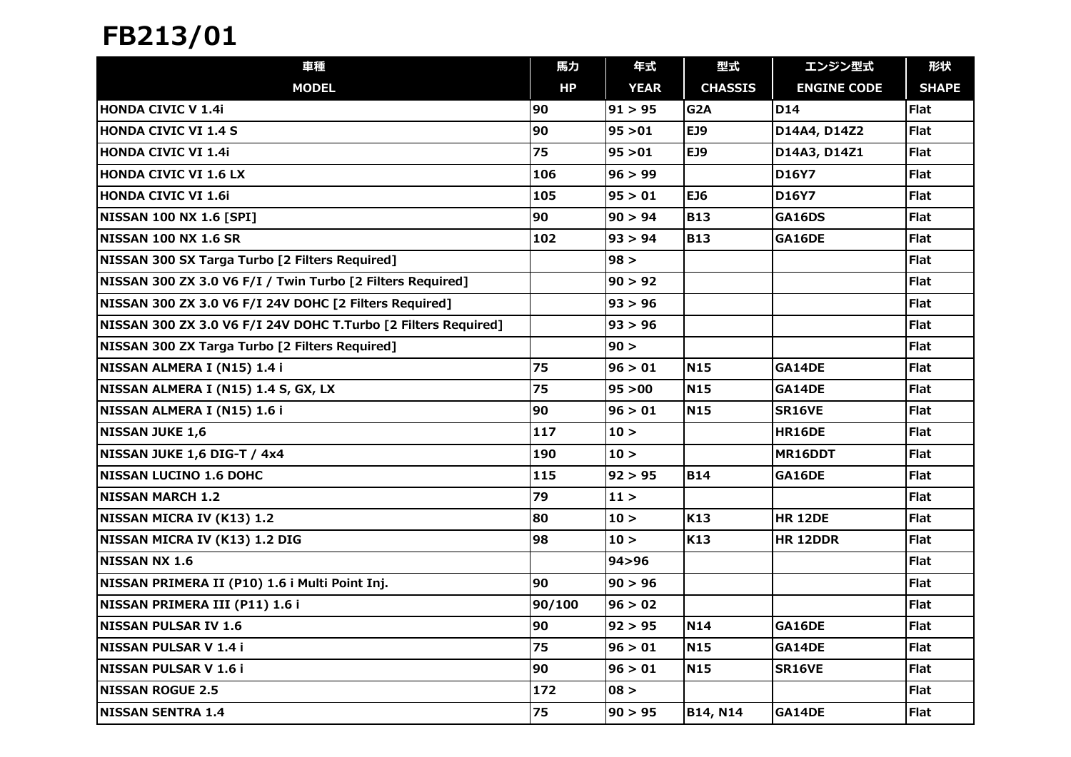# FB213/01

| 車種<br>MODEL | 馬力<br>HP | 年式<br>YEAR | 型式<br>CHASSIS | エンジン型式<br>ENGINE CODE | 形状<br>SHAPE |
|---|---|---|---|---|---|
| HONDA CIVIC V 1.4i | 90 | 91 > 95 | G2A | D14 | Flat |
| HONDA CIVIC VI 1.4 S | 90 | 95 >01 | EJ9 | D14A4, D14Z2 | Flat |
| HONDA CIVIC VI 1.4i | 75 | 95 >01 | EJ9 | D14A3, D14Z1 | Flat |
| HONDA CIVIC VI 1.6 LX | 106 | 96 > 99 | | D16Y7 | Flat |
| HONDA CIVIC VI 1.6i | 105 | 95 > 01 | EJ6 | D16Y7 | Flat |
| NISSAN 100 NX 1.6 [SPI] | 90 | 90 > 94 | B13 | GA16DS | Flat |
| NISSAN 100 NX 1.6 SR | 102 | 93 > 94 | B13 | GA16DE | Flat |
| NISSAN 300 SX Targa Turbo [2 Filters Required] | | 98 > | | | Flat |
| NISSAN 300 ZX 3.0 V6 F/I / Twin Turbo [2 Filters Required] | | 90 > 92 | | | Flat |
| NISSAN 300 ZX 3.0 V6 F/I 24V DOHC [2 Filters Required] | | 93 > 96 | | | Flat |
| NISSAN 300 ZX 3.0 V6 F/I 24V DOHC T.Turbo [2 Filters Required] | | 93 > 96 | | | Flat |
| NISSAN 300 ZX Targa Turbo [2 Filters Required] | | 90 > | | | Flat |
| NISSAN ALMERA I (N15) 1.4 i | 75 | 96 > 01 | N15 | GA14DE | Flat |
| NISSAN ALMERA I (N15) 1.4 S, GX, LX | 75 | 95 >00 | N15 | GA14DE | Flat |
| NISSAN ALMERA I (N15) 1.6 i | 90 | 96 > 01 | N15 | SR16VE | Flat |
| NISSAN JUKE 1,6 | 117 | 10 > | | HR16DE | Flat |
| NISSAN JUKE 1,6 DIG-T / 4x4 | 190 | 10 > | | MR16DDT | Flat |
| NISSAN LUCINO 1.6 DOHC | 115 | 92 > 95 | B14 | GA16DE | Flat |
| NISSAN MARCH 1.2 | 79 | 11 > | | | Flat |
| NISSAN MICRA IV (K13) 1.2 | 80 | 10 > | K13 | HR 12DE | Flat |
| NISSAN MICRA IV (K13) 1.2 DIG | 98 | 10 > | K13 | HR 12DDR | Flat |
| NISSAN NX 1.6 | | 94>96 | | | Flat |
| NISSAN PRIMERA II (P10) 1.6 i Multi Point Inj. | 90 | 90 > 96 | | | Flat |
| NISSAN PRIMERA III (P11) 1.6 i | 90/100 | 96 > 02 | | | Flat |
| NISSAN PULSAR IV 1.6 | 90 | 92 > 95 | N14 | GA16DE | Flat |
| NISSAN PULSAR V 1.4 i | 75 | 96 > 01 | N15 | GA14DE | Flat |
| NISSAN PULSAR V 1.6 i | 90 | 96 > 01 | N15 | SR16VE | Flat |
| NISSAN ROGUE 2.5 | 172 | 08 > | | | Flat |
| NISSAN SENTRA 1.4 | 75 | 90 > 95 | B14, N14 | GA14DE | Flat |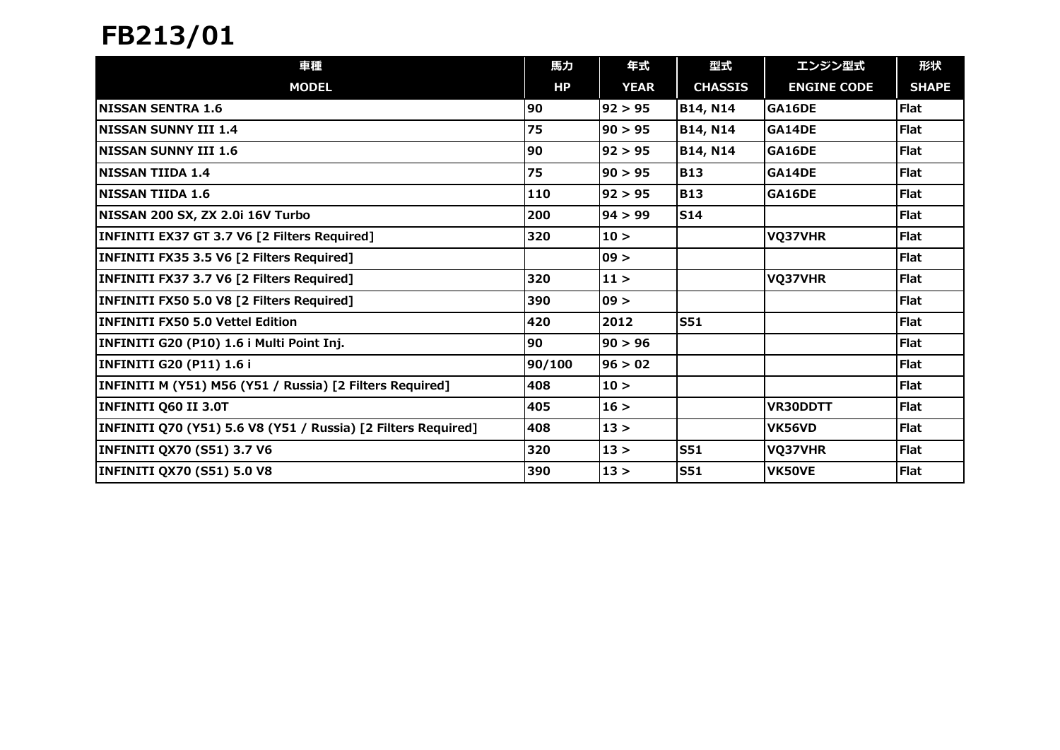# FB213/01

| 車種<br>MODEL | 馬力<br>HP | 年式<br>YEAR | 型式<br>CHASSIS | エンジン型式<br>ENGINE CODE | 形状<br>SHAPE |
|---|---|---|---|---|---|
| NISSAN SENTRA 1.6 | 90 | 92 > 95 | B14, N14 | GA16DE | Flat |
| NISSAN SUNNY III 1.4 | 75 | 90 > 95 | B14, N14 | GA14DE | Flat |
| NISSAN SUNNY III 1.6 | 90 | 92 > 95 | B14, N14 | GA16DE | Flat |
| NISSAN TIIDA 1.4 | 75 | 90 > 95 | B13 | GA14DE | Flat |
| NISSAN TIIDA 1.6 | 110 | 92 > 95 | B13 | GA16DE | Flat |
| NISSAN 200 SX, ZX 2.0i 16V Turbo | 200 | 94 > 99 | S14 | | Flat |
| INFINITI EX37 GT 3.7 V6 [2 Filters Required] | 320 | 10 > | | VQ37VHR | Flat |
| INFINITI FX35 3.5 V6 [2 Filters Required] | | 09 > | | | Flat |
| INFINITI FX37 3.7 V6 [2 Filters Required] | 320 | 11 > | | VQ37VHR | Flat |
| INFINITI FX50 5.0 V8 [2 Filters Required] | 390 | 09 > | | | Flat |
| INFINITI FX50 5.0 Vettel Edition | 420 | 2012 | S51 | | Flat |
| INFINITI G20 (P10) 1.6 i Multi Point Inj. | 90 | 90 > 96 | | | Flat |
| INFINITI G20 (P11) 1.6 i | 90/100 | 96 > 02 | | | Flat |
| INFINITI M (Y51) M56 (Y51 / Russia) [2 Filters Required] | 408 | 10 > | | | Flat |
| INFINITI Q60 II 3.0T | 405 | 16 > | | VR30DDTT | Flat |
| INFINITI Q70 (Y51) 5.6 V8 (Y51 / Russia) [2 Filters Required] | 408 | 13 > | | VK56VD | Flat |
| INFINITI QX70 (S51) 3.7 V6 | 320 | 13 > | S51 | VQ37VHR | Flat |
| INFINITI QX70 (S51) 5.0 V8 | 390 | 13 > | S51 | VK50VE | Flat |